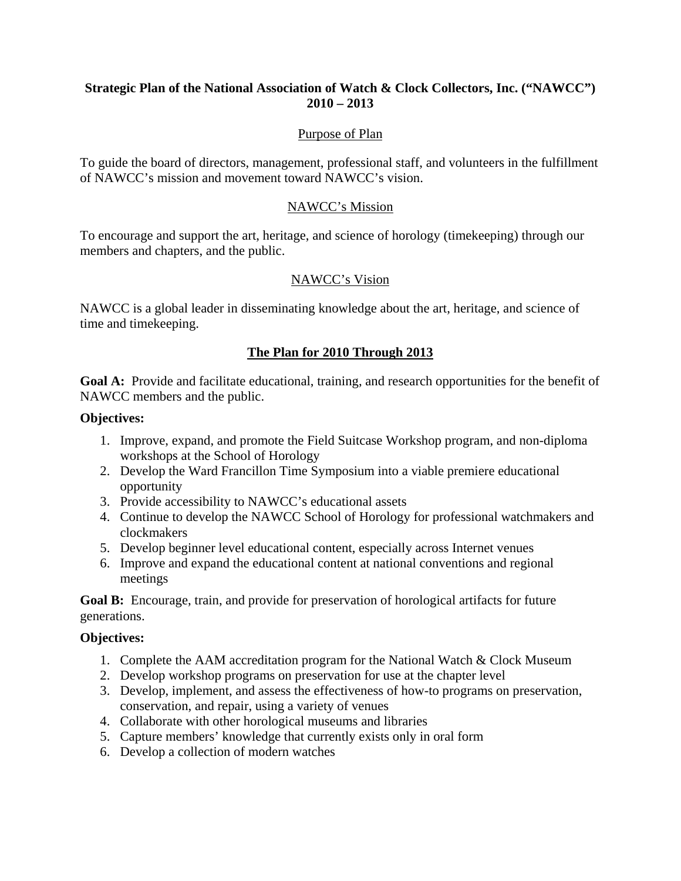# Strategic Plan of the National Association of Watch & Clock Collectors, Inc. ("NAWCC") 2010 – 2013

## Purpose of Plan

To guide the board of directors, management, professional staff, and volunteers in the fulfillment of NAWCC's mission and movement toward NAWCC's vision.

## NAWCC's Mission

To encourage and support the art, heritage, and science of horology (timekeeping) through our members and chapters, and the public.

## NAWCC's Vision

NAWCC is a global leader in disseminating knowledge about the art, heritage, and science of time and timekeeping.

## The Plan for 2010 Through 2013

**Goal A:** Provide and facilitate educational, training, and research opportunities for the benefit of NAWCC members and the public.

**Objectives:**

1. Improve, expand, and promote the Field Suitcase Workshop program, and non-diploma workshops at the School of Horology
2. Develop the Ward Francillon Time Symposium into a viable premiere educational opportunity
3. Provide accessibility to NAWCC's educational assets
4. Continue to develop the NAWCC School of Horology for professional watchmakers and clockmakers
5. Develop beginner level educational content, especially across Internet venues
6. Improve and expand the educational content at national conventions and regional meetings

**Goal B:** Encourage, train, and provide for preservation of horological artifacts for future generations.

**Objectives:**

1. Complete the AAM accreditation program for the National Watch & Clock Museum
2. Develop workshop programs on preservation for use at the chapter level
3. Develop, implement, and assess the effectiveness of how-to programs on preservation, conservation, and repair, using a variety of venues
4. Collaborate with other horological museums and libraries
5. Capture members' knowledge that currently exists only in oral form
6. Develop a collection of modern watches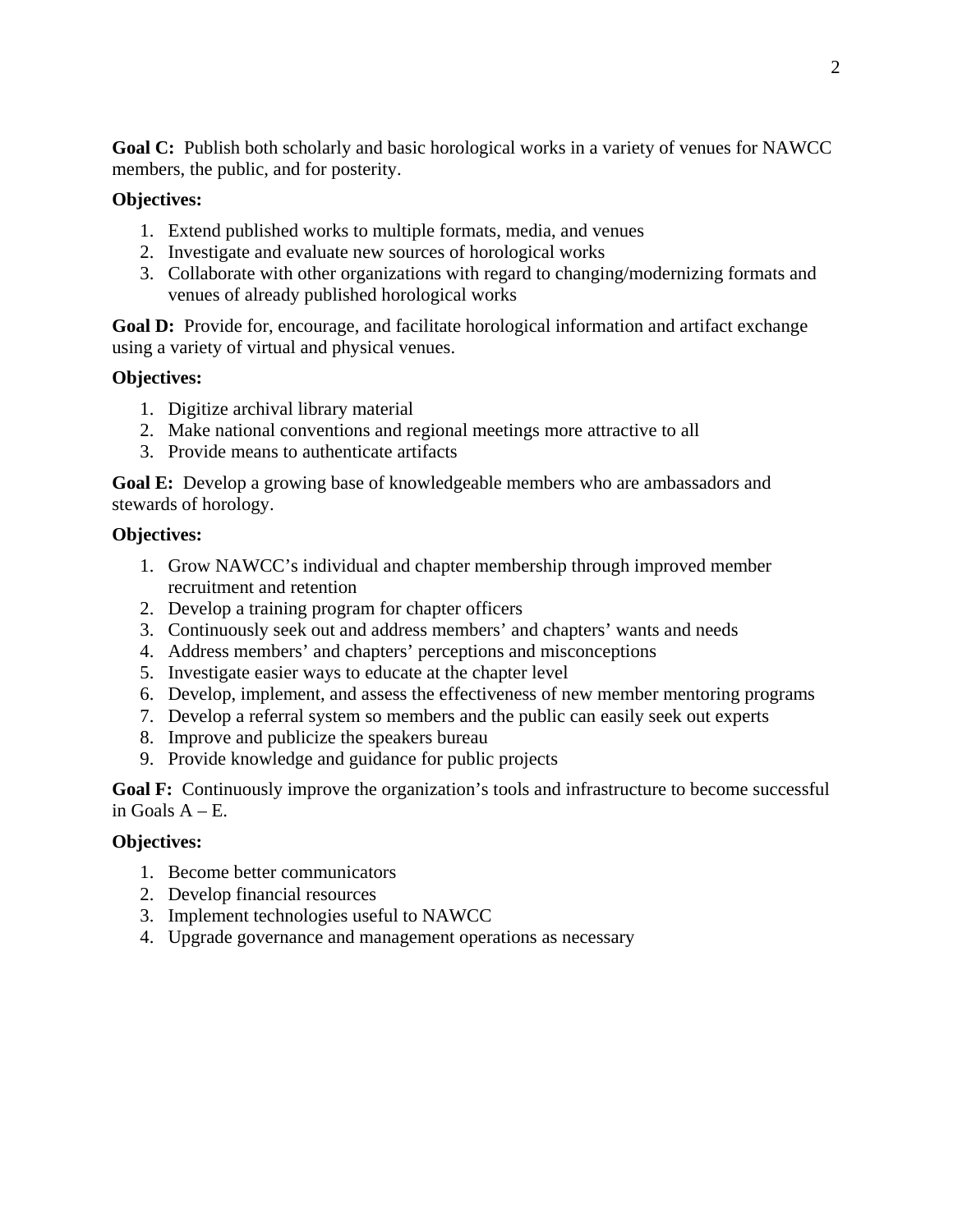**Goal C:** Publish both scholarly and basic horological works in a variety of venues for NAWCC members, the public, and for posterity.

**Objectives:**

1. Extend published works to multiple formats, media, and venues
2. Investigate and evaluate new sources of horological works
3. Collaborate with other organizations with regard to changing/modernizing formats and venues of already published horological works

**Goal D:** Provide for, encourage, and facilitate horological information and artifact exchange using a variety of virtual and physical venues.

**Objectives:**

1. Digitize archival library material
2. Make national conventions and regional meetings more attractive to all
3. Provide means to authenticate artifacts

**Goal E:** Develop a growing base of knowledgeable members who are ambassadors and stewards of horology.

**Objectives:**

1. Grow NAWCC's individual and chapter membership through improved member recruitment and retention
2. Develop a training program for chapter officers
3. Continuously seek out and address members' and chapters' wants and needs
4. Address members' and chapters' perceptions and misconceptions
5. Investigate easier ways to educate at the chapter level
6. Develop, implement, and assess the effectiveness of new member mentoring programs
7. Develop a referral system so members and the public can easily seek out experts
8. Improve and publicize the speakers bureau
9. Provide knowledge and guidance for public projects

**Goal F:** Continuously improve the organization's tools and infrastructure to become successful in Goals A – E.

**Objectives:**

1. Become better communicators
2. Develop financial resources
3. Implement technologies useful to NAWCC
4. Upgrade governance and management operations as necessary